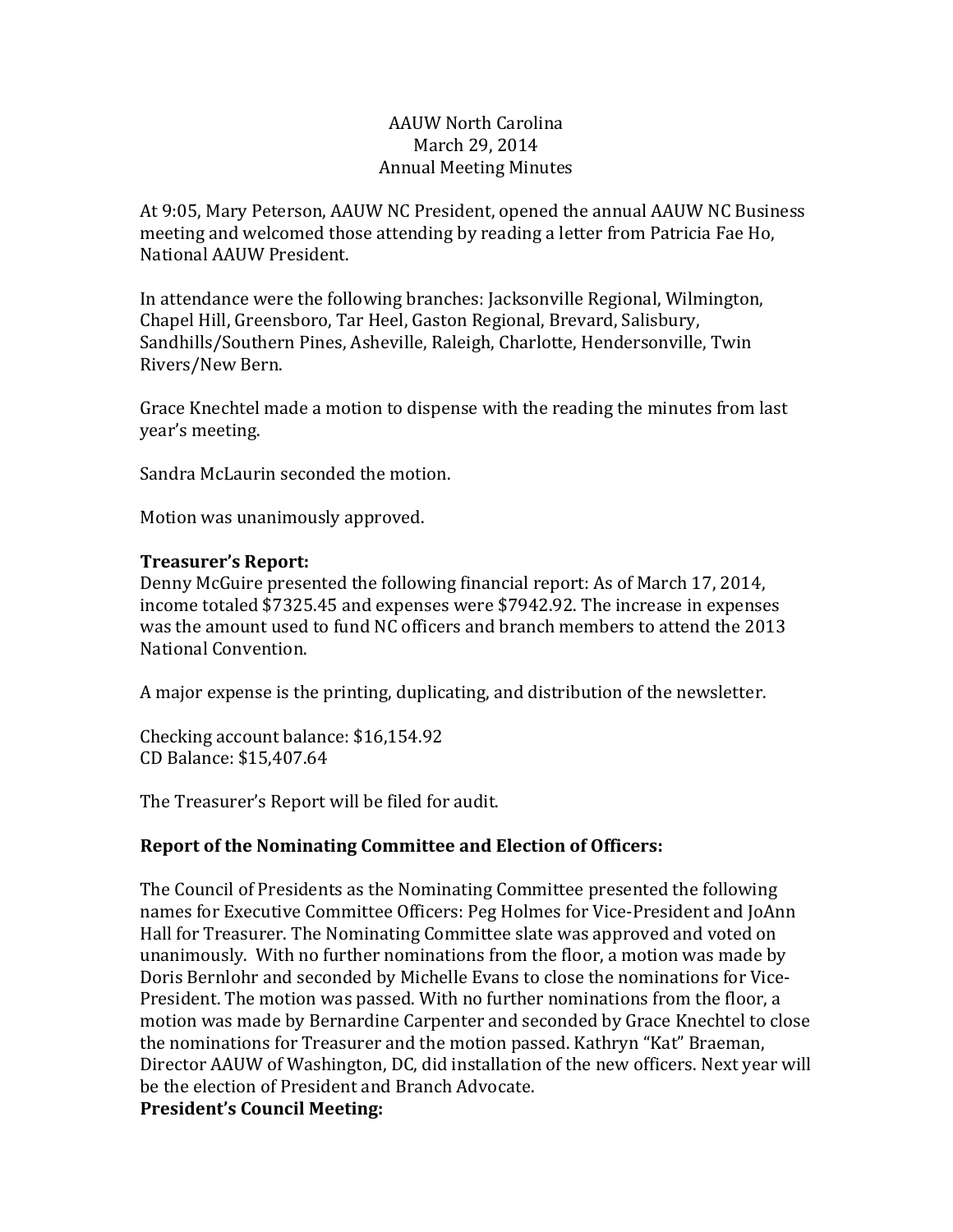AAUW North Carolina
March 29, 2014
Annual Meeting Minutes

At 9:05, Mary Peterson, AAUW NC President, opened the annual AAUW NC Business meeting and welcomed those attending by reading a letter from Patricia Fae Ho, National AAUW President.

In attendance were the following branches: Jacksonville Regional, Wilmington, Chapel Hill, Greensboro, Tar Heel, Gaston Regional, Brevard, Salisbury, Sandhills/Southern Pines, Asheville, Raleigh, Charlotte, Hendersonville, Twin Rivers/New Bern.

Grace Knechtel made a motion to dispense with the reading the minutes from last year's meeting.

Sandra McLaurin seconded the motion.

Motion was unanimously approved.

**Treasurer's Report:**
Denny McGuire presented the following financial report: As of March 17, 2014, income totaled $7325.45 and expenses were $7942.92. The increase in expenses was the amount used to fund NC officers and branch members to attend the 2013 National Convention.

A major expense is the printing, duplicating, and distribution of the newsletter.

Checking account balance: $16,154.92
CD Balance: $15,407.64

The Treasurer's Report will be filed for audit.

**Report of the Nominating Committee and Election of Officers:**

The Council of Presidents as the Nominating Committee presented the following names for Executive Committee Officers: Peg Holmes for Vice-President and JoAnn Hall for Treasurer. The Nominating Committee slate was approved and voted on unanimously. With no further nominations from the floor, a motion was made by Doris Bernlohr and seconded by Michelle Evans to close the nominations for Vice-President. The motion was passed. With no further nominations from the floor, a motion was made by Bernardine Carpenter and seconded by Grace Knechtel to close the nominations for Treasurer and the motion passed. Kathryn "Kat" Braeman, Director AAUW of Washington, DC, did installation of the new officers. Next year will be the election of President and Branch Advocate.

**President's Council Meeting:**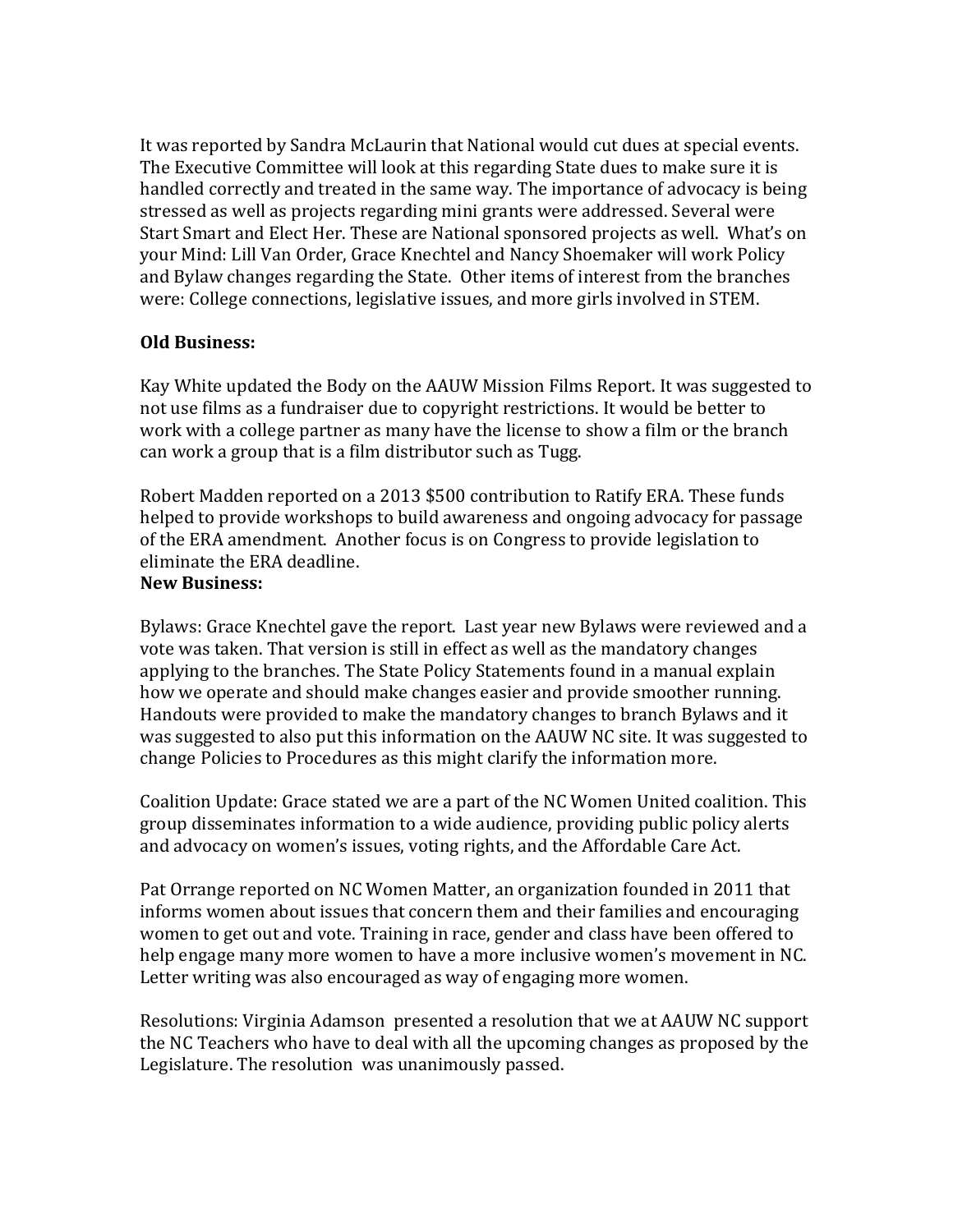It was reported by Sandra McLaurin that National would cut dues at special events. The Executive Committee will look at this regarding State dues to make sure it is handled correctly and treated in the same way. The importance of advocacy is being stressed as well as projects regarding mini grants were addressed. Several were Start Smart and Elect Her. These are National sponsored projects as well. What's on your Mind: Lill Van Order, Grace Knechtel and Nancy Shoemaker will work Policy and Bylaw changes regarding the State. Other items of interest from the branches were: College connections, legislative issues, and more girls involved in STEM.

**Old Business:**

Kay White updated the Body on the AAUW Mission Films Report. It was suggested to not use films as a fundraiser due to copyright restrictions. It would be better to work with a college partner as many have the license to show a film or the branch can work a group that is a film distributor such as Tugg.

Robert Madden reported on a 2013 $500 contribution to Ratify ERA. These funds helped to provide workshops to build awareness and ongoing advocacy for passage of the ERA amendment. Another focus is on Congress to provide legislation to eliminate the ERA deadline.

**New Business:**

Bylaws: Grace Knechtel gave the report. Last year new Bylaws were reviewed and a vote was taken. That version is still in effect as well as the mandatory changes applying to the branches. The State Policy Statements found in a manual explain how we operate and should make changes easier and provide smoother running. Handouts were provided to make the mandatory changes to branch Bylaws and it was suggested to also put this information on the AAUW NC site. It was suggested to change Policies to Procedures as this might clarify the information more.

Coalition Update: Grace stated we are a part of the NC Women United coalition. This group disseminates information to a wide audience, providing public policy alerts and advocacy on women's issues, voting rights, and the Affordable Care Act.

Pat Orrange reported on NC Women Matter, an organization founded in 2011 that informs women about issues that concern them and their families and encouraging women to get out and vote. Training in race, gender and class have been offered to help engage many more women to have a more inclusive women's movement in NC. Letter writing was also encouraged as way of engaging more women.

Resolutions: Virginia Adamson presented a resolution that we at AAUW NC support the NC Teachers who have to deal with all the upcoming changes as proposed by the Legislature. The resolution was unanimously passed.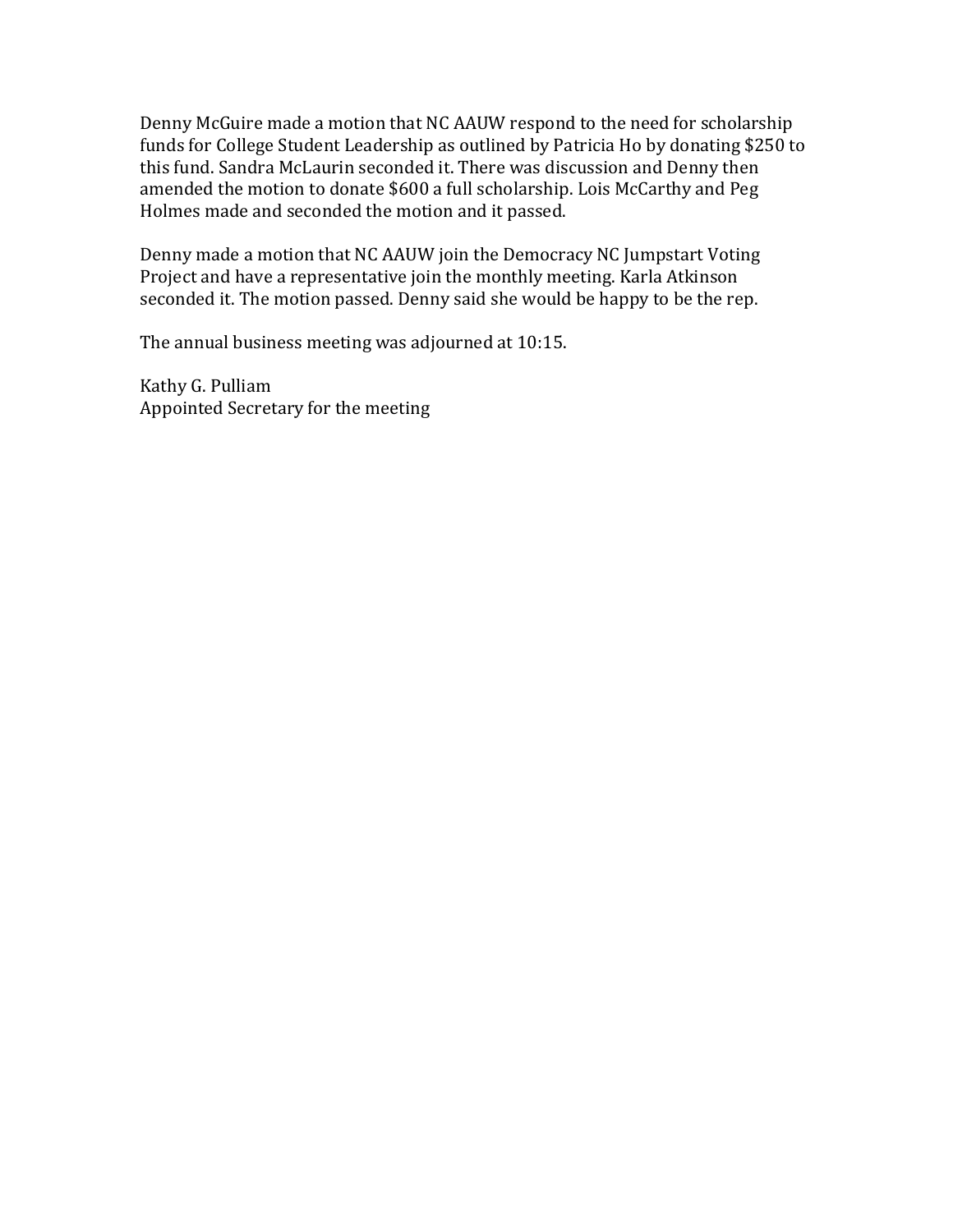Denny McGuire made a motion that NC AAUW respond to the need for scholarship funds for College Student Leadership as outlined by Patricia Ho by donating $250 to this fund. Sandra McLaurin seconded it. There was discussion and Denny then amended the motion to donate $600 a full scholarship. Lois McCarthy and Peg Holmes made and seconded the motion and it passed.

Denny made a motion that NC AAUW join the Democracy NC Jumpstart Voting Project and have a representative join the monthly meeting. Karla Atkinson seconded it. The motion passed. Denny said she would be happy to be the rep.

The annual business meeting was adjourned at 10:15.

Kathy G. Pulliam  
Appointed Secretary for the meeting